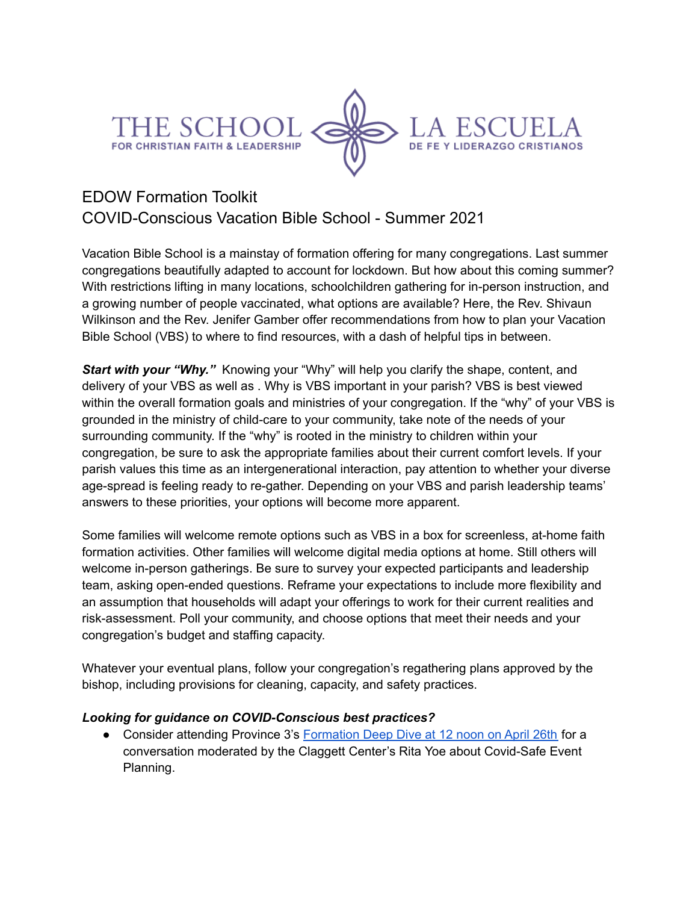THE SCHOOL FOR CHRISTIAN FAITH & LEADERSHIP | LA ESCUELA DE FE Y LIDERAZGO CRISTIANOS

# EDOW Formation Toolkit
## COVID-Conscious Vacation Bible School - Summer 2021

Vacation Bible School is a mainstay of formation offering for many congregations. Last summer congregations beautifully adapted to account for lockdown. But how about this coming summer? With restrictions lifting in many locations, schoolchildren gathering for in-person instruction, and a growing number of people vaccinated, what options are available? Here, the Rev. Shivaun Wilkinson and the Rev. Jenifer Gamber offer recommendations from how to plan your Vacation Bible School (VBS) to where to find resources, with a dash of helpful tips in between.

***Start with your "Why."*** Knowing your "Why" will help you clarify the shape, content, and delivery of your VBS as well as . Why is VBS important in your parish? VBS is best viewed within the overall formation goals and ministries of your congregation. If the "why" of your VBS is grounded in the ministry of child-care to your community, take note of the needs of your surrounding community. If the "why" is rooted in the ministry to children within your congregation, be sure to ask the appropriate families about their current comfort levels. If your parish values this time as an intergenerational interaction, pay attention to whether your diverse age-spread is feeling ready to re-gather. Depending on your VBS and parish leadership teams' answers to these priorities, your options will become more apparent.

Some families will welcome remote options such as VBS in a box for screenless, at-home faith formation activities. Other families will welcome digital media options at home. Still others will welcome in-person gatherings. Be sure to survey your expected participants and leadership team, asking open-ended questions. Reframe your expectations to include more flexibility and an assumption that households will adapt your offerings to work for their current realities and risk-assessment. Poll your community, and choose options that meet their needs and your congregation's budget and staffing capacity.

Whatever your eventual plans, follow your congregation's regathering plans approved by the bishop, including provisions for cleaning, capacity, and safety practices.

***Looking for guidance on COVID-Conscious best practices?***

- Consider attending Province 3's Formation Deep Dive at 12 noon on April 26th for a conversation moderated by the Claggett Center's Rita Yoe about Covid-Safe Event Planning.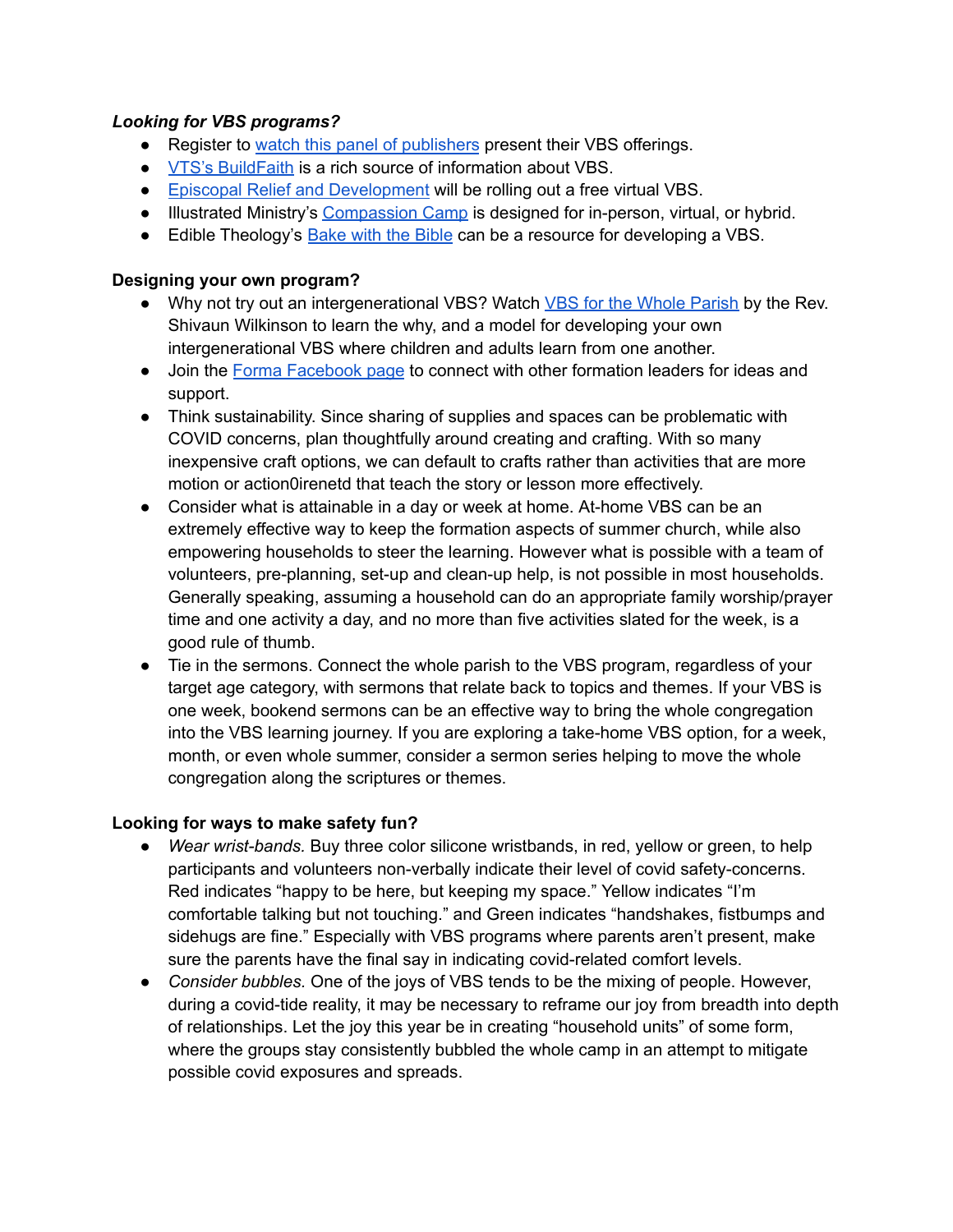***Looking for VBS programs?***

- Register to [watch this panel of publishers](#) present their VBS offerings.
- [VTS's BuildFaith](#) is a rich source of information about VBS.
- [Episcopal Relief and Development](#) will be rolling out a free virtual VBS.
- Illustrated Ministry's [Compassion Camp](#) is designed for in-person, virtual, or hybrid.
- Edible Theology's [Bake with the Bible](#) can be a resource for developing a VBS.

**Designing your own program?**

- Why not try out an intergenerational VBS? Watch [VBS for the Whole Parish](#) by the Rev. Shivaun Wilkinson to learn the why, and a model for developing your own intergenerational VBS where children and adults learn from one another.
- Join the [Forma Facebook page](#) to connect with other formation leaders for ideas and support.
- Think sustainability. Since sharing of supplies and spaces can be problematic with COVID concerns, plan thoughtfully around creating and crafting. With so many inexpensive craft options, we can default to crafts rather than activities that are more motion or action0irenetd that teach the story or lesson more effectively.
- Consider what is attainable in a day or week at home. At-home VBS can be an extremely effective way to keep the formation aspects of summer church, while also empowering households to steer the learning. However what is possible with a team of volunteers, pre-planning, set-up and clean-up help, is not possible in most households. Generally speaking, assuming a household can do an appropriate family worship/prayer time and one activity a day, and no more than five activities slated for the week, is a good rule of thumb.
- Tie in the sermons. Connect the whole parish to the VBS program, regardless of your target age category, with sermons that relate back to topics and themes. If your VBS is one week, bookend sermons can be an effective way to bring the whole congregation into the VBS learning journey. If you are exploring a take-home VBS option, for a week, month, or even whole summer, consider a sermon series helping to move the whole congregation along the scriptures or themes.

**Looking for ways to make safety fun?**

- *Wear wrist-bands.* Buy three color silicone wristbands, in red, yellow or green, to help participants and volunteers non-verbally indicate their level of covid safety-concerns. Red indicates "happy to be here, but keeping my space." Yellow indicates "I'm comfortable talking but not touching." and Green indicates "handshakes, fistbumps and sidehugs are fine." Especially with VBS programs where parents aren't present, make sure the parents have the final say in indicating covid-related comfort levels.
- *Consider bubbles.* One of the joys of VBS tends to be the mixing of people. However, during a covid-tide reality, it may be necessary to reframe our joy from breadth into depth of relationships. Let the joy this year be in creating "household units" of some form, where the groups stay consistently bubbled the whole camp in an attempt to mitigate possible covid exposures and spreads.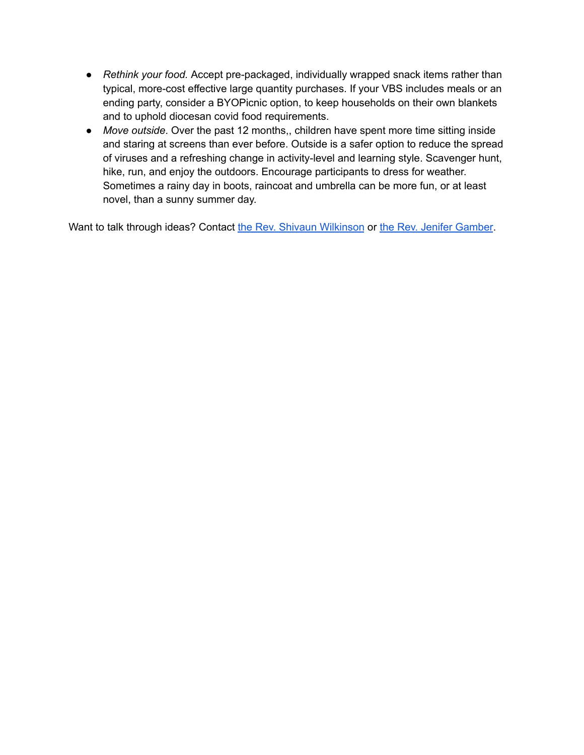- *Rethink your food.* Accept pre-packaged, individually wrapped snack items rather than typical, more-cost effective large quantity purchases. If your VBS includes meals or an ending party, consider a BYOPicnic option, to keep households on their own blankets and to uphold diocesan covid food requirements.
- *Move outside*. Over the past 12 months,, children have spent more time sitting inside and staring at screens than ever before. Outside is a safer option to reduce the spread of viruses and a refreshing change in activity-level and learning style. Scavenger hunt, hike, run, and enjoy the outdoors. Encourage participants to dress for weather. Sometimes a rainy day in boots, raincoat and umbrella can be more fun, or at least novel, than a sunny summer day.

Want to talk through ideas? Contact the Rev. Shivaun Wilkinson or the Rev. Jenifer Gamber.